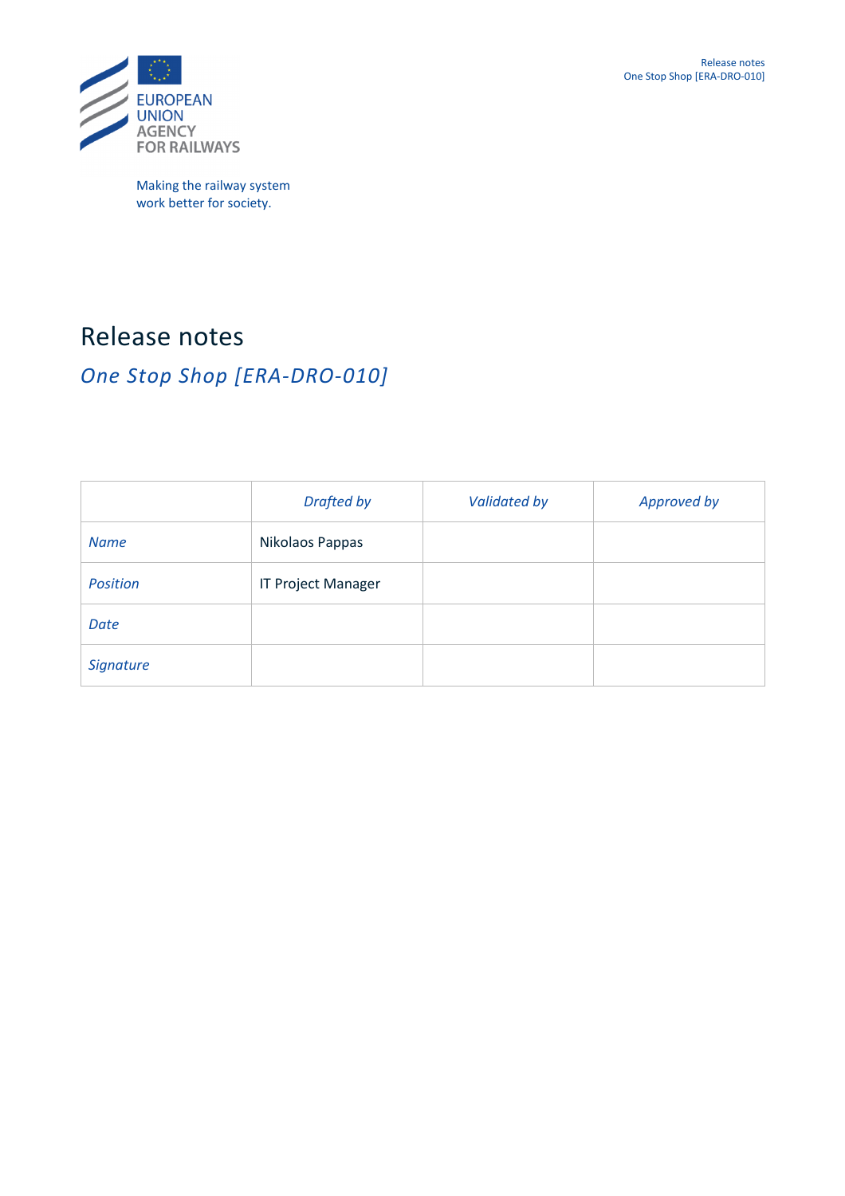EUROPEAN UNION AGENCY FOR RAILWAYS

Making the railway system work better for society.

# Release notes

## *One Stop Shop [ERA-DRO-010]*

| | *Drafted by* | *Validated by* | *Approved by* |
|---|---|---|---|
| *Name* | Nikolaos Pappas | | |
| *Position* | IT Project Manager | | |
| *Date* | | | |
| *Signature* | | | |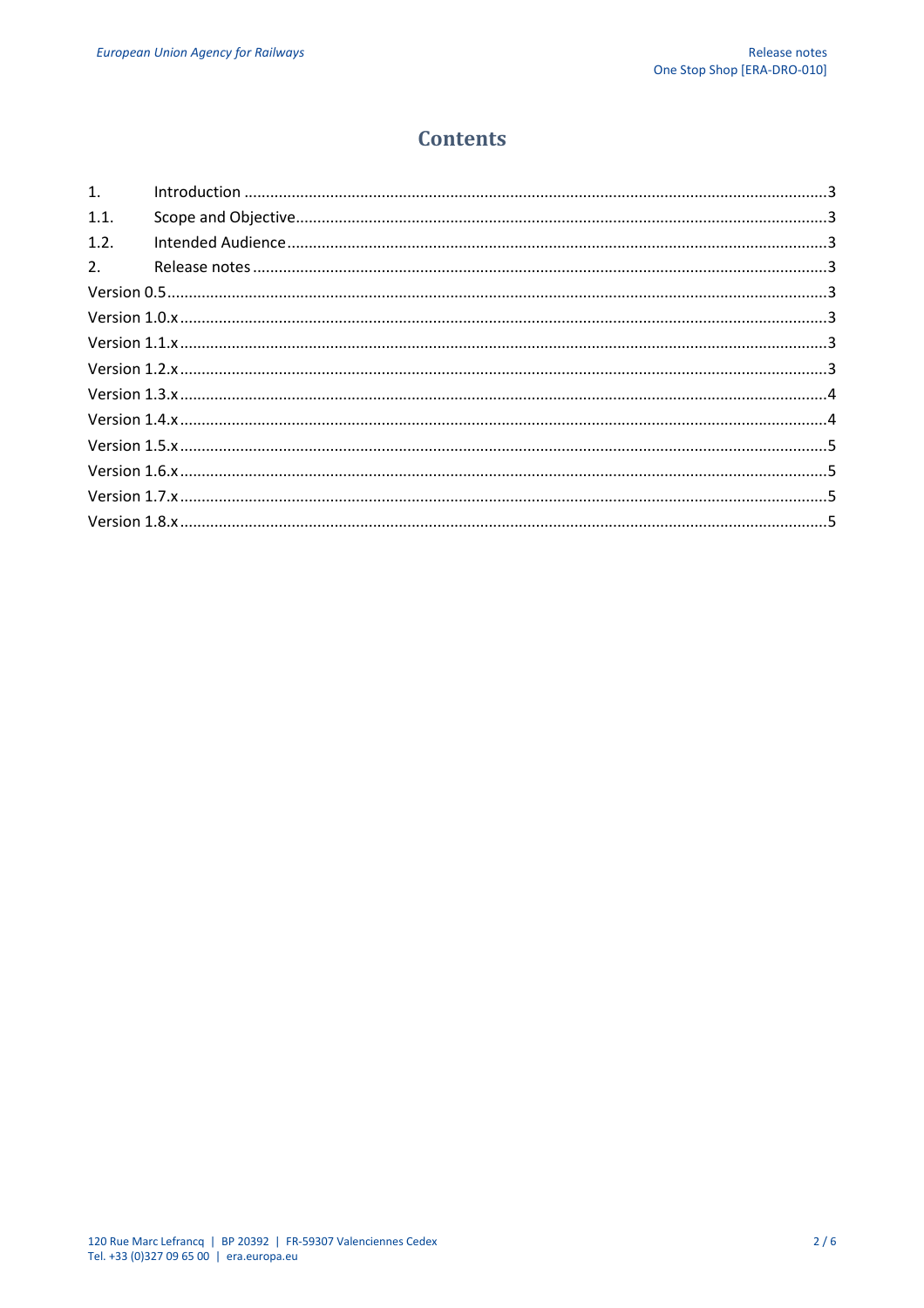# Contents

| | | |
|---|---|---|
| 1. | Introduction | 3 |
| 1.1. | Scope and Objective | 3 |
| 1.2. | Intended Audience | 3 |
| 2. | Release notes | 3 |
| Version 0.5 | | 3 |
| Version 1.0.x | | 3 |
| Version 1.1.x | | 3 |
| Version 1.2.x | | 3 |
| Version 1.3.x | | 4 |
| Version 1.4.x | | 4 |
| Version 1.5.x | | 5 |
| Version 1.6.x | | 5 |
| Version 1.7.x | | 5 |
| Version 1.8.x | | 5 |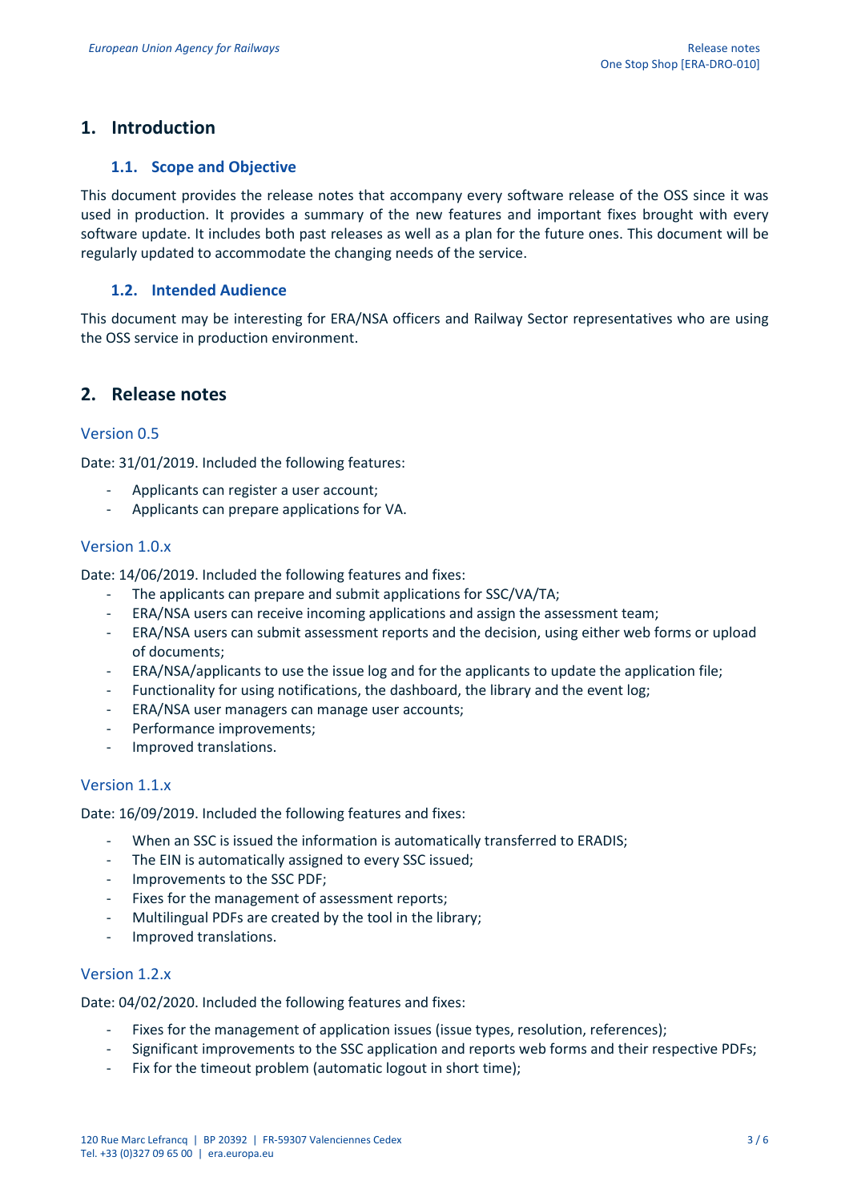# 1. Introduction

## 1.1. Scope and Objective

This document provides the release notes that accompany every software release of the OSS since it was used in production. It provides a summary of the new features and important fixes brought with every software update. It includes both past releases as well as a plan for the future ones. This document will be regularly updated to accommodate the changing needs of the service.

## 1.2. Intended Audience

This document may be interesting for ERA/NSA officers and Railway Sector representatives who are using the OSS service in production environment.

# 2. Release notes

### Version 0.5

Date: 31/01/2019. Included the following features:

- Applicants can register a user account;
- Applicants can prepare applications for VA.

### Version 1.0.x

Date: 14/06/2019. Included the following features and fixes:

- The applicants can prepare and submit applications for SSC/VA/TA;
- ERA/NSA users can receive incoming applications and assign the assessment team;
- ERA/NSA users can submit assessment reports and the decision, using either web forms or upload of documents;
- ERA/NSA/applicants to use the issue log and for the applicants to update the application file;
- Functionality for using notifications, the dashboard, the library and the event log;
- ERA/NSA user managers can manage user accounts;
- Performance improvements;
- Improved translations.

### Version 1.1.x

Date: 16/09/2019. Included the following features and fixes:

- When an SSC is issued the information is automatically transferred to ERADIS;
- The EIN is automatically assigned to every SSC issued;
- Improvements to the SSC PDF;
- Fixes for the management of assessment reports;
- Multilingual PDFs are created by the tool in the library;
- Improved translations.

### Version 1.2.x

Date: 04/02/2020. Included the following features and fixes:

- Fixes for the management of application issues (issue types, resolution, references);
- Significant improvements to the SSC application and reports web forms and their respective PDFs;
- Fix for the timeout problem (automatic logout in short time);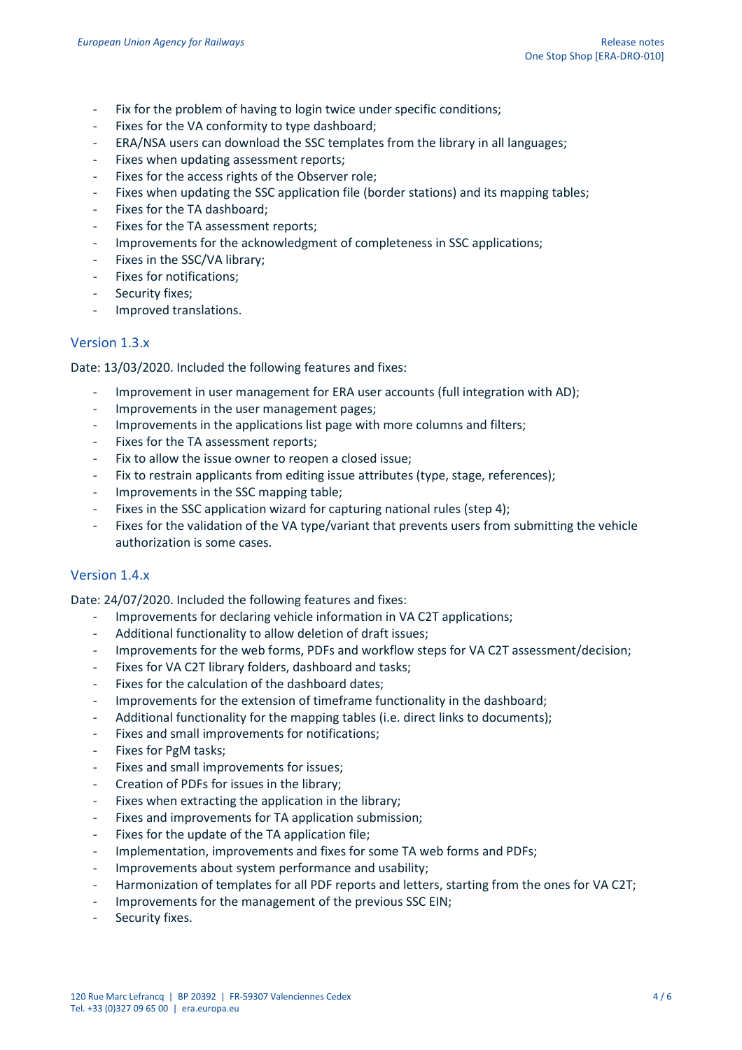- Fix for the problem of having to login twice under specific conditions;
- Fixes for the VA conformity to type dashboard;
- ERA/NSA users can download the SSC templates from the library in all languages;
- Fixes when updating assessment reports;
- Fixes for the access rights of the Observer role;
- Fixes when updating the SSC application file (border stations) and its mapping tables;
- Fixes for the TA dashboard;
- Fixes for the TA assessment reports;
- Improvements for the acknowledgment of completeness in SSC applications;
- Fixes in the SSC/VA library;
- Fixes for notifications;
- Security fixes;
- Improved translations.

## Version 1.3.x

Date: 13/03/2020. Included the following features and fixes:

- Improvement in user management for ERA user accounts (full integration with AD);
- Improvements in the user management pages;
- Improvements in the applications list page with more columns and filters;
- Fixes for the TA assessment reports;
- Fix to allow the issue owner to reopen a closed issue;
- Fix to restrain applicants from editing issue attributes (type, stage, references);
- Improvements in the SSC mapping table;
- Fixes in the SSC application wizard for capturing national rules (step 4);
- Fixes for the validation of the VA type/variant that prevents users from submitting the vehicle authorization is some cases.

## Version 1.4.x

Date: 24/07/2020. Included the following features and fixes:

- Improvements for declaring vehicle information in VA C2T applications;
- Additional functionality to allow deletion of draft issues;
- Improvements for the web forms, PDFs and workflow steps for VA C2T assessment/decision;
- Fixes for VA C2T library folders, dashboard and tasks;
- Fixes for the calculation of the dashboard dates;
- Improvements for the extension of timeframe functionality in the dashboard;
- Additional functionality for the mapping tables (i.e. direct links to documents);
- Fixes and small improvements for notifications;
- Fixes for PgM tasks;
- Fixes and small improvements for issues;
- Creation of PDFs for issues in the library;
- Fixes when extracting the application in the library;
- Fixes and improvements for TA application submission;
- Fixes for the update of the TA application file;
- Implementation, improvements and fixes for some TA web forms and PDFs;
- Improvements about system performance and usability;
- Harmonization of templates for all PDF reports and letters, starting from the ones for VA C2T;
- Improvements for the management of the previous SSC EIN;
- Security fixes.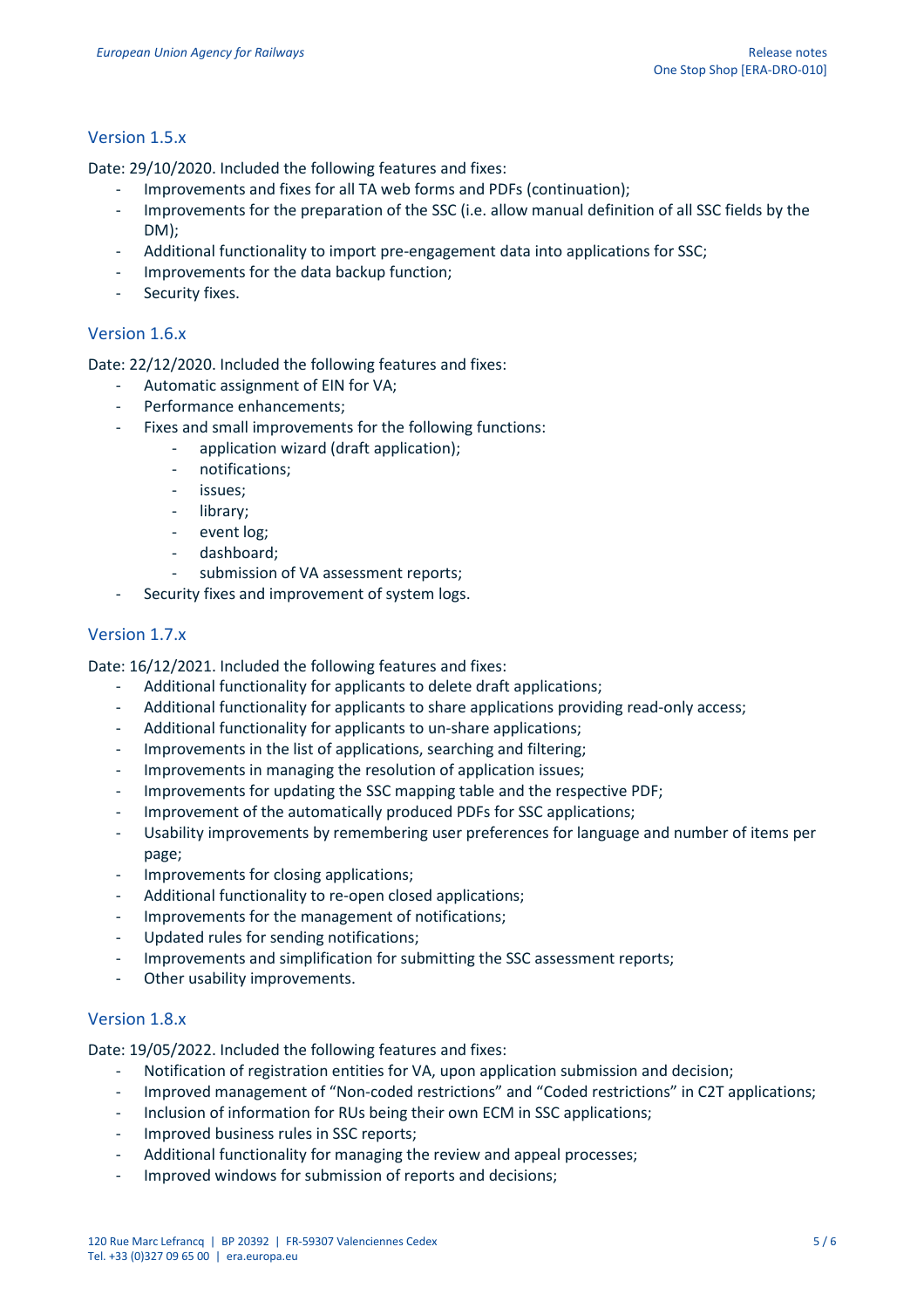## Version 1.5.x

Date: 29/10/2020. Included the following features and fixes:

- Improvements and fixes for all TA web forms and PDFs (continuation);
- Improvements for the preparation of the SSC (i.e. allow manual definition of all SSC fields by the DM);
- Additional functionality to import pre-engagement data into applications for SSC;
- Improvements for the data backup function;
- Security fixes.

## Version 1.6.x

Date: 22/12/2020. Included the following features and fixes:

- Automatic assignment of EIN for VA;
- Performance enhancements;
- Fixes and small improvements for the following functions:
  - application wizard (draft application);
  - notifications;
  - issues;
  - library;
  - event log;
  - dashboard;
  - submission of VA assessment reports;
- Security fixes and improvement of system logs.

## Version 1.7.x

Date: 16/12/2021. Included the following features and fixes:

- Additional functionality for applicants to delete draft applications;
- Additional functionality for applicants to share applications providing read-only access;
- Additional functionality for applicants to un-share applications;
- Improvements in the list of applications, searching and filtering;
- Improvements in managing the resolution of application issues;
- Improvements for updating the SSC mapping table and the respective PDF;
- Improvement of the automatically produced PDFs for SSC applications;
- Usability improvements by remembering user preferences for language and number of items per page;
- Improvements for closing applications;
- Additional functionality to re-open closed applications;
- Improvements for the management of notifications;
- Updated rules for sending notifications;
- Improvements and simplification for submitting the SSC assessment reports;
- Other usability improvements.

## Version 1.8.x

Date: 19/05/2022. Included the following features and fixes:

- Notification of registration entities for VA, upon application submission and decision;
- Improved management of “Non-coded restrictions” and “Coded restrictions” in C2T applications;
- Inclusion of information for RUs being their own ECM in SSC applications;
- Improved business rules in SSC reports;
- Additional functionality for managing the review and appeal processes;
- Improved windows for submission of reports and decisions;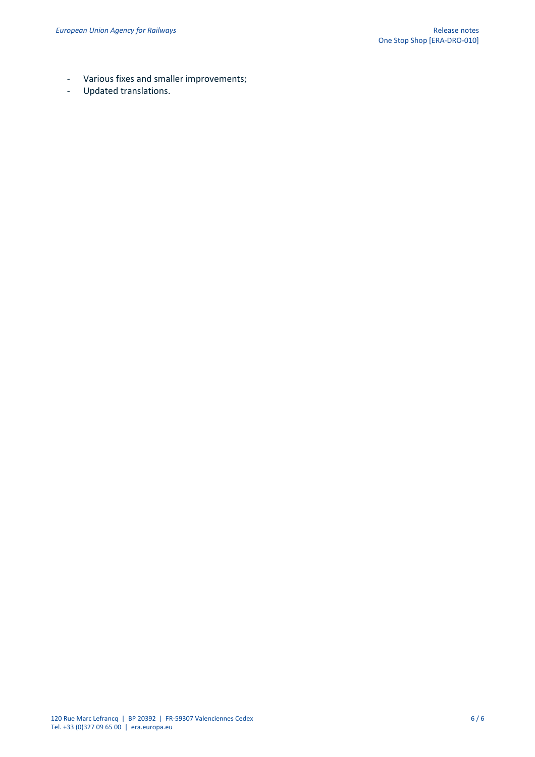- Various fixes and smaller improvements;
- Updated translations.